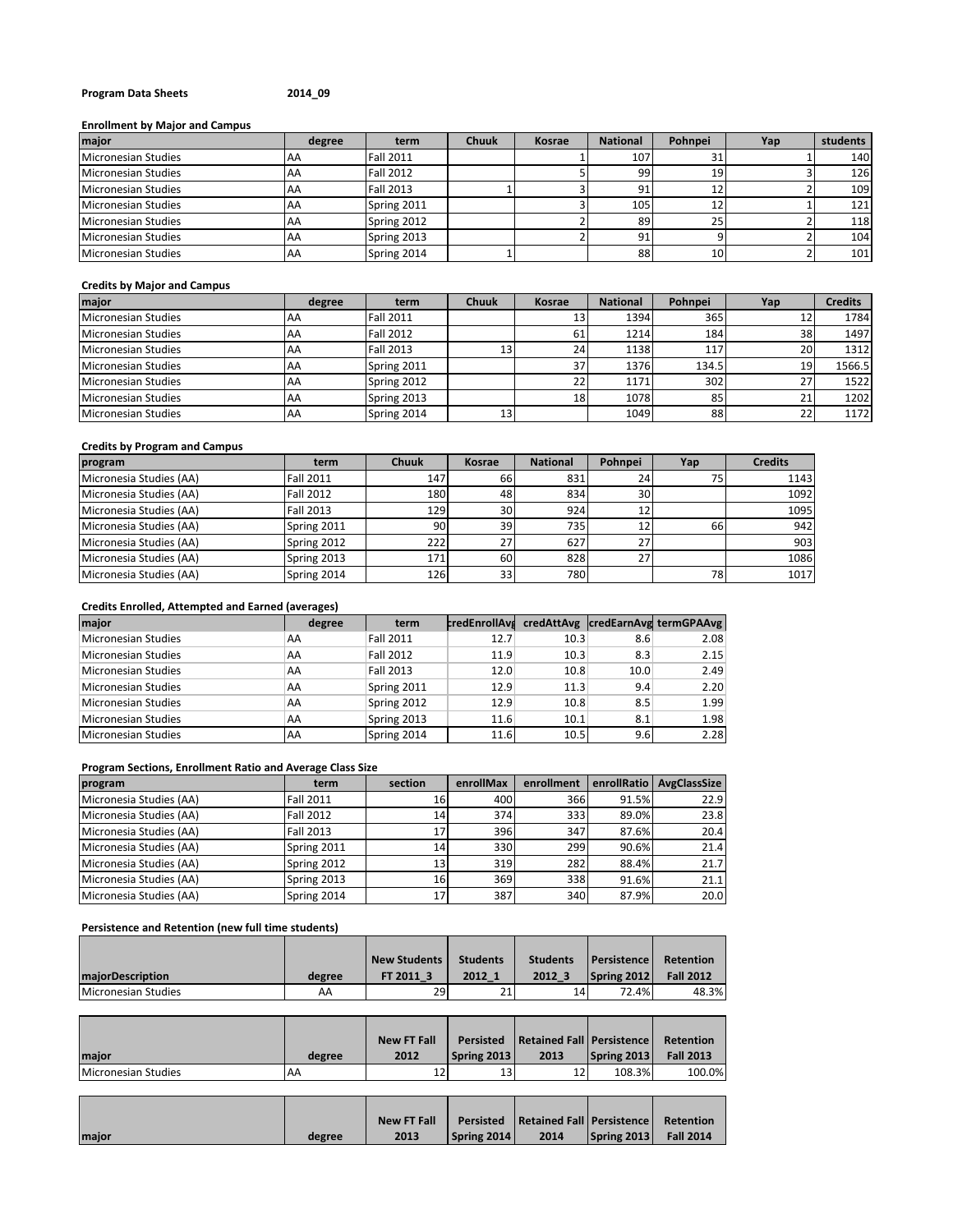**Program Data Sheets** **2014_09**

**Enrollment by Major and Campus**

| major | degree | term | Chuuk | Kosrae | National | Pohnpei | Yap | students |
|---|---|---|---|---|---|---|---|---|
| Micronesian Studies | AA | Fall 2011 | | 1 | 107 | 31 | 1 | 140 |
| Micronesian Studies | AA | Fall 2012 | | 5 | 99 | 19 | 3 | 126 |
| Micronesian Studies | AA | Fall 2013 | 1 | 3 | 91 | 12 | 2 | 109 |
| Micronesian Studies | AA | Spring 2011 | | 3 | 105 | 12 | 1 | 121 |
| Micronesian Studies | AA | Spring 2012 | | 2 | 89 | 25 | 2 | 118 |
| Micronesian Studies | AA | Spring 2013 | | 2 | 91 | 9 | 2 | 104 |
| Micronesian Studies | AA | Spring 2014 | 1 | | 88 | 10 | 2 | 101 |

**Credits by Major and Campus**

| major | degree | term | Chuuk | Kosrae | National | Pohnpei | Yap | Credits |
|---|---|---|---|---|---|---|---|---|
| Micronesian Studies | AA | Fall 2011 | | 13 | 1394 | 365 | 12 | 1784 |
| Micronesian Studies | AA | Fall 2012 | | 61 | 1214 | 184 | 38 | 1497 |
| Micronesian Studies | AA | Fall 2013 | 13 | 24 | 1138 | 117 | 20 | 1312 |
| Micronesian Studies | AA | Spring 2011 | | 37 | 1376 | 134.5 | 19 | 1566.5 |
| Micronesian Studies | AA | Spring 2012 | | 22 | 1171 | 302 | 27 | 1522 |
| Micronesian Studies | AA | Spring 2013 | | 18 | 1078 | 85 | 21 | 1202 |
| Micronesian Studies | AA | Spring 2014 | 13 | | 1049 | 88 | 22 | 1172 |

**Credits by Program and Campus**

| program | term | Chuuk | Kosrae | National | Pohnpei | Yap | Credits |
|---|---|---|---|---|---|---|---|
| Micronesia Studies (AA) | Fall 2011 | 147 | 66 | 831 | 24 | 75 | 1143 |
| Micronesia Studies (AA) | Fall 2012 | 180 | 48 | 834 | 30 | | 1092 |
| Micronesia Studies (AA) | Fall 2013 | 129 | 30 | 924 | 12 | | 1095 |
| Micronesia Studies (AA) | Spring 2011 | 90 | 39 | 735 | 12 | 66 | 942 |
| Micronesia Studies (AA) | Spring 2012 | 222 | 27 | 627 | 27 | | 903 |
| Micronesia Studies (AA) | Spring 2013 | 171 | 60 | 828 | 27 | | 1086 |
| Micronesia Studies (AA) | Spring 2014 | 126 | 33 | 780 | | 78 | 1017 |

**Credits Enrolled, Attempted and Earned (averages)**

| major | degree | term | credEnrollAvg | credAttAvg | credEarnAvg | termGPAAvg |
|---|---|---|---|---|---|---|
| Micronesian Studies | AA | Fall 2011 | 12.7 | 10.3 | 8.6 | 2.08 |
| Micronesian Studies | AA | Fall 2012 | 11.9 | 10.3 | 8.3 | 2.15 |
| Micronesian Studies | AA | Fall 2013 | 12.0 | 10.8 | 10.0 | 2.49 |
| Micronesian Studies | AA | Spring 2011 | 12.9 | 11.3 | 9.4 | 2.20 |
| Micronesian Studies | AA | Spring 2012 | 12.9 | 10.8 | 8.5 | 1.99 |
| Micronesian Studies | AA | Spring 2013 | 11.6 | 10.1 | 8.1 | 1.98 |
| Micronesian Studies | AA | Spring 2014 | 11.6 | 10.5 | 9.6 | 2.28 |

**Program Sections, Enrollment Ratio and Average Class Size**

| program | term | section | enrollMax | enrollment | enrollRatio | AvgClassSize |
|---|---|---|---|---|---|---|
| Micronesia Studies (AA) | Fall 2011 | 16 | 400 | 366 | 91.5% | 22.9 |
| Micronesia Studies (AA) | Fall 2012 | 14 | 374 | 333 | 89.0% | 23.8 |
| Micronesia Studies (AA) | Fall 2013 | 17 | 396 | 347 | 87.6% | 20.4 |
| Micronesia Studies (AA) | Spring 2011 | 14 | 330 | 299 | 90.6% | 21.4 |
| Micronesia Studies (AA) | Spring 2012 | 13 | 319 | 282 | 88.4% | 21.7 |
| Micronesia Studies (AA) | Spring 2013 | 16 | 369 | 338 | 91.6% | 21.1 |
| Micronesia Studies (AA) | Spring 2014 | 17 | 387 | 340 | 87.9% | 20.0 |

**Persistence and Retention (new full time students)**

| majorDescription | degree | New Students FT 2011_3 | Students 2012_1 | Students 2012_3 | Persistence Spring 2012 | Retention Fall 2012 |
|---|---|---|---|---|---|---|
| Micronesian Studies | AA | 29 | 21 | 14 | 72.4% | 48.3% |

| major | degree | New FT Fall 2012 | Persisted Spring 2013 | Retained Fall 2013 | Persistence Spring 2013 | Retention Fall 2013 |
|---|---|---|---|---|---|---|
| Micronesian Studies | AA | 12 | 13 | 12 | 108.3% | 100.0% |

| major | degree | New FT Fall 2013 | Persisted Spring 2014 | Retained Fall 2014 | Persistence Spring 2013 | Retention Fall 2014 |
|---|---|---|---|---|---|---|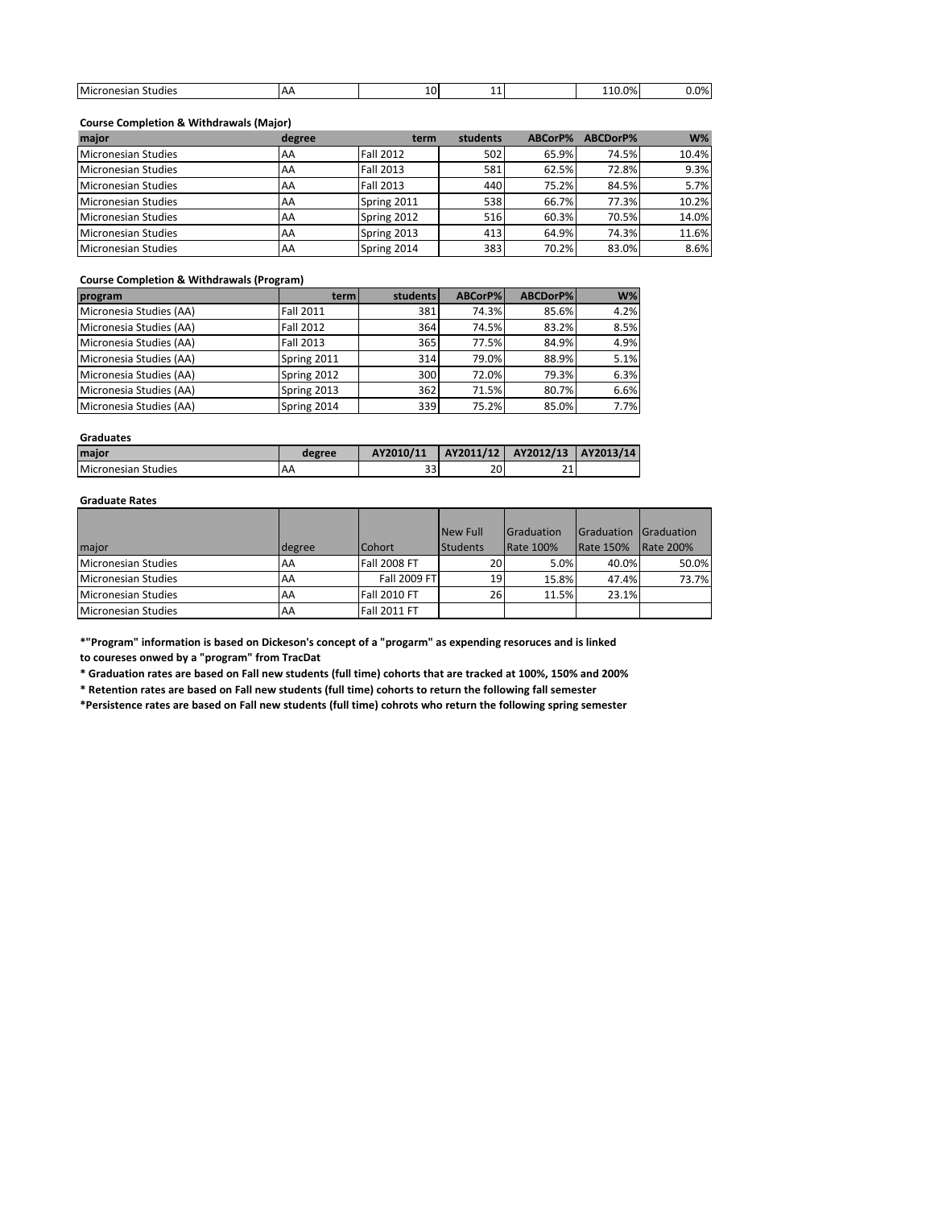| | | | | | | |
|---|---|---|---|---|---|---|
| Micronesian Studies | AA | 10 | 11 | | 110.0% | 0.0% |

**Course Completion & Withdrawals (Major)**

| major | degree | term | students | ABCorP% | ABCDorP% | W% |
|---|---|---|---|---|---|---|
| Micronesian Studies | AA | Fall 2012 | 502 | 65.9% | 74.5% | 10.4% |
| Micronesian Studies | AA | Fall 2013 | 581 | 62.5% | 72.8% | 9.3% |
| Micronesian Studies | AA | Fall 2013 | 440 | 75.2% | 84.5% | 5.7% |
| Micronesian Studies | AA | Spring 2011 | 538 | 66.7% | 77.3% | 10.2% |
| Micronesian Studies | AA | Spring 2012 | 516 | 60.3% | 70.5% | 14.0% |
| Micronesian Studies | AA | Spring 2013 | 413 | 64.9% | 74.3% | 11.6% |
| Micronesian Studies | AA | Spring 2014 | 383 | 70.2% | 83.0% | 8.6% |

**Course Completion & Withdrawals (Program)**

| program | term | students | ABCorP% | ABCDorP% | W% |
|---|---|---|---|---|---|
| Micronesia Studies (AA) | Fall 2011 | 381 | 74.3% | 85.6% | 4.2% |
| Micronesia Studies (AA) | Fall 2012 | 364 | 74.5% | 83.2% | 8.5% |
| Micronesia Studies (AA) | Fall 2013 | 365 | 77.5% | 84.9% | 4.9% |
| Micronesia Studies (AA) | Spring 2011 | 314 | 79.0% | 88.9% | 5.1% |
| Micronesia Studies (AA) | Spring 2012 | 300 | 72.0% | 79.3% | 6.3% |
| Micronesia Studies (AA) | Spring 2013 | 362 | 71.5% | 80.7% | 6.6% |
| Micronesia Studies (AA) | Spring 2014 | 339 | 75.2% | 85.0% | 7.7% |

**Graduates**

| major | degree | AY2010/11 | AY2011/12 | AY2012/13 | AY2013/14 |
|---|---|---|---|---|---|
| Micronesian Studies | AA | 33 | 20 | 21 | |

**Graduate Rates**

| major | degree | Cohort | New Full Students | Graduation Rate 100% | Graduation Rate 150% | Graduation Rate 200% |
|---|---|---|---|---|---|---|
| Micronesian Studies | AA | Fall 2008 FT | 20 | 5.0% | 40.0% | 50.0% |
| Micronesian Studies | AA | Fall 2009 FT | 19 | 15.8% | 47.4% | 73.7% |
| Micronesian Studies | AA | Fall 2010 FT | 26 | 11.5% | 23.1% | |
| Micronesian Studies | AA | Fall 2011 FT | | | | |

***"Program" information is based on Dickeson's concept of a "progarm" as expending resoruces and is linked to coureses onwed by a "program" from TracDat**

**\* Graduation rates are based on Fall new students (full time) cohorts that are tracked at 100%, 150% and 200%**

**\* Retention rates are based on Fall new students (full time) cohorts to return the following fall semester**

**\*Persistence rates are based on Fall new students (full time) cohrots who return the following spring semester**